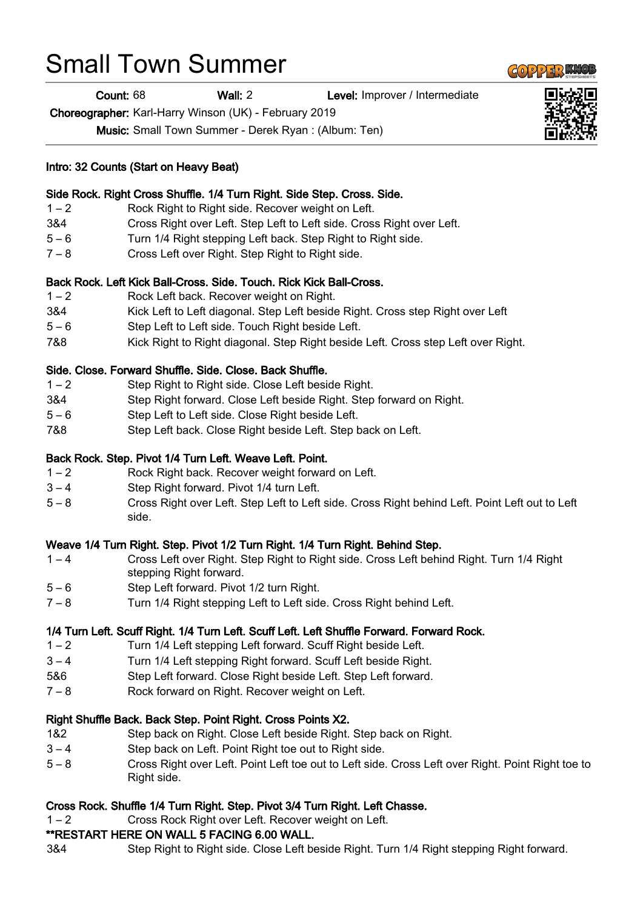# Small Town Summer

**Count:** 68 **Wall:** 2 **Level:** Improver / Intermediate

**Choreographer:** Karl-Harry Winson (UK) - February 2019

**Music:** Small Town Summer - Derek Ryan : (Album: Ten)

**Intro: 32 Counts (Start on Heavy Beat)**

**Side Rock. Right Cross Shuffle. 1/4 Turn Right. Side Step. Cross. Side.**

| | |
|---|---|
| 1 – 2 | Rock Right to Right side. Recover weight on Left. |
| 3&4 | Cross Right over Left. Step Left to Left side. Cross Right over Left. |
| 5 – 6 | Turn 1/4 Right stepping Left back. Step Right to Right side. |
| 7 – 8 | Cross Left over Right. Step Right to Right side. |

**Back Rock. Left Kick Ball-Cross. Side. Touch. Rick Kick Ball-Cross.**

| | |
|---|---|
| 1 – 2 | Rock Left back. Recover weight on Right. |
| 3&4 | Kick Left to Left diagonal. Step Left beside Right. Cross step Right over Left |
| 5 – 6 | Step Left to Left side. Touch Right beside Left. |
| 7&8 | Kick Right to Right diagonal. Step Right beside Left. Cross step Left over Right. |

**Side. Close. Forward Shuffle. Side. Close. Back Shuffle.**

| | |
|---|---|
| 1 – 2 | Step Right to Right side. Close Left beside Right. |
| 3&4 | Step Right forward. Close Left beside Right. Step forward on Right. |
| 5 – 6 | Step Left to Left side. Close Right beside Left. |
| 7&8 | Step Left back. Close Right beside Left. Step back on Left. |

**Back Rock. Step. Pivot 1/4 Turn Left. Weave Left. Point.**

| | |
|---|---|
| 1 – 2 | Rock Right back. Recover weight forward on Left. |
| 3 – 4 | Step Right forward. Pivot 1/4 turn Left. |
| 5 – 8 | Cross Right over Left. Step Left to Left side. Cross Right behind Left. Point Left out to Left side. |

**Weave 1/4 Turn Right. Step. Pivot 1/2 Turn Right. 1/4 Turn Right. Behind Step.**

| | |
|---|---|
| 1 – 4 | Cross Left over Right. Step Right to Right side. Cross Left behind Right. Turn 1/4 Right stepping Right forward. |
| 5 – 6 | Step Left forward. Pivot 1/2 turn Right. |
| 7 – 8 | Turn 1/4 Right stepping Left to Left side. Cross Right behind Left. |

**1/4 Turn Left. Scuff Right. 1/4 Turn Left. Scuff Left. Left Shuffle Forward. Forward Rock.**

| | |
|---|---|
| 1 – 2 | Turn 1/4 Left stepping Left forward. Scuff Right beside Left. |
| 3 – 4 | Turn 1/4 Left stepping Right forward. Scuff Left beside Right. |
| 5&6 | Step Left forward. Close Right beside Left. Step Left forward. |
| 7 – 8 | Rock forward on Right. Recover weight on Left. |

**Right Shuffle Back. Back Step. Point Right. Cross Points X2.**

| | |
|---|---|
| 1&2 | Step back on Right. Close Left beside Right. Step back on Right. |
| 3 – 4 | Step back on Left. Point Right toe out to Right side. |
| 5 – 8 | Cross Right over Left. Point Left toe out to Left side. Cross Left over Right. Point Right toe to Right side. |

**Cross Rock. Shuffle 1/4 Turn Right. Step. Pivot 3/4 Turn Right. Left Chasse.**

| | |
|---|---|
| 1 – 2 | Cross Rock Right over Left. Recover weight on Left. |

****RESTART HERE ON WALL 5 FACING 6.00 WALL.**

| | |
|---|---|
| 3&4 | Step Right to Right side. Close Left beside Right. Turn 1/4 Right stepping Right forward. |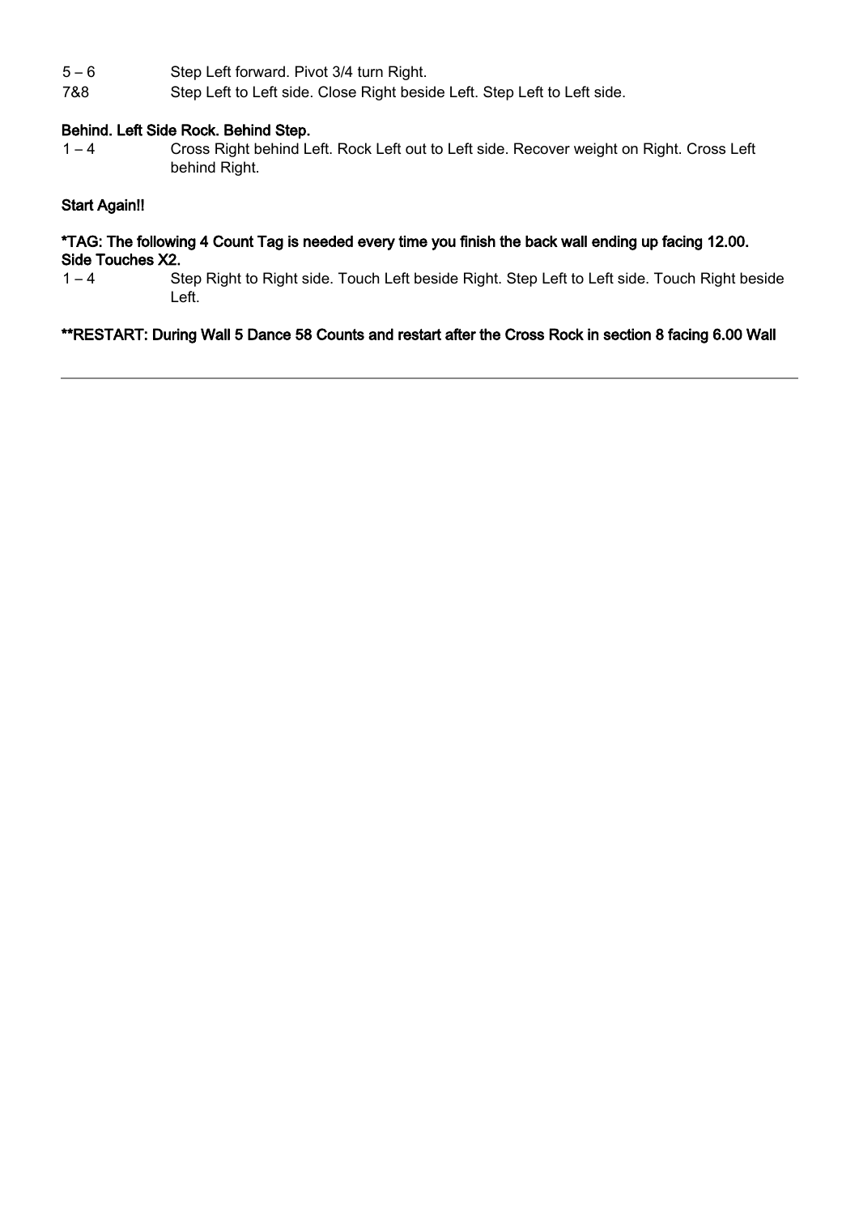5 – 6 Step Left forward. Pivot 3/4 turn Right.
7&8 Step Left to Left side. Close Right beside Left. Step Left to Left side.

**Behind. Left Side Rock. Behind Step.**
1 – 4 Cross Right behind Left. Rock Left out to Left side. Recover weight on Right. Cross Left behind Right.

**Start Again!!**

**\*TAG: The following 4 Count Tag is needed every time you finish the back wall ending up facing 12.00.**
**Side Touches X2.**
1 – 4 Step Right to Right side. Touch Left beside Right. Step Left to Left side. Touch Right beside Left.

**\*\*RESTART: During Wall 5 Dance 58 Counts and restart after the Cross Rock in section 8 facing 6.00 Wall**

---